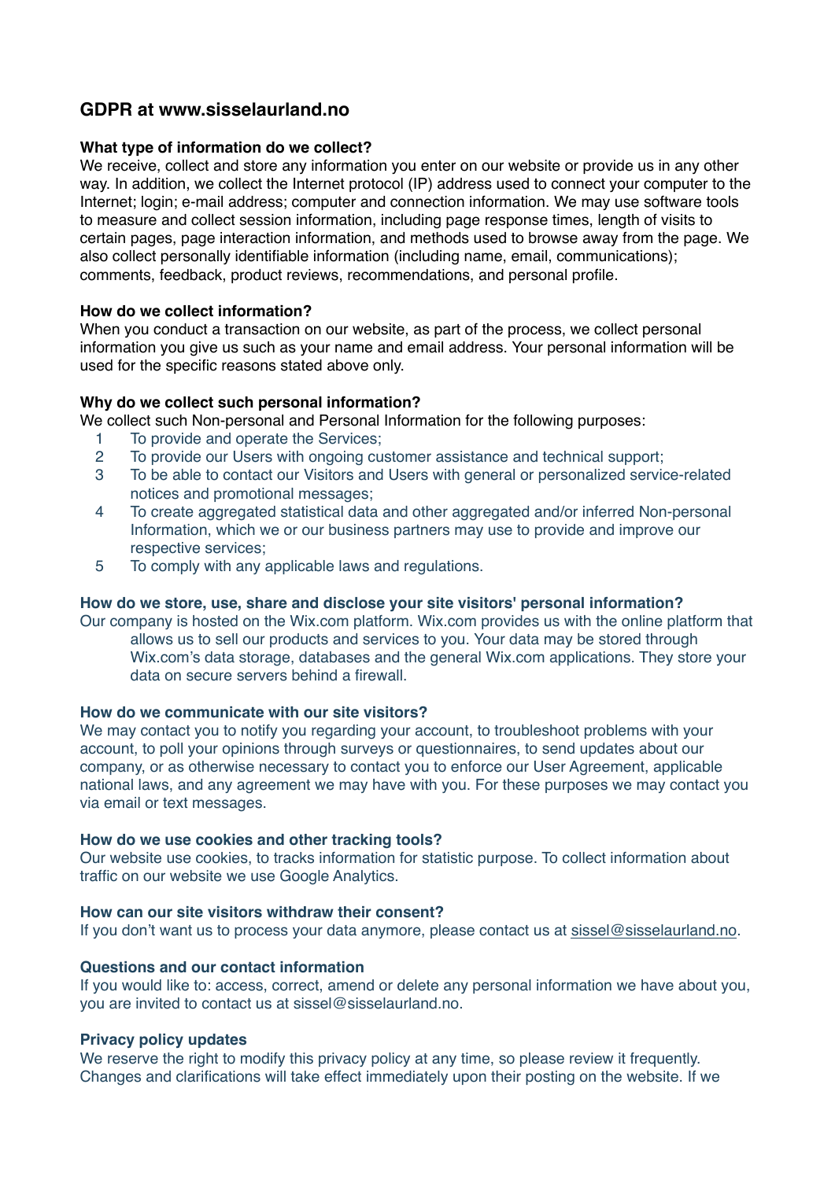## GDPR at www.sisselaurland.no

**What type of information do we collect?**
We receive, collect and store any information you enter on our website or provide us in any other way. In addition, we collect the Internet protocol (IP) address used to connect your computer to the Internet; login; e-mail address; computer and connection information. We may use software tools to measure and collect session information, including page response times, length of visits to certain pages, page interaction information, and methods used to browse away from the page. We also collect personally identifiable information (including name, email, communications); comments, feedback, product reviews, recommendations, and personal profile.

**How do we collect information?**
When you conduct a transaction on our website, as part of the process, we collect personal information you give us such as your name and email address. Your personal information will be used for the specific reasons stated above only.

**Why do we collect such personal information?**
We collect such Non-personal and Personal Information for the following purposes:

1. To provide and operate the Services;
2. To provide our Users with ongoing customer assistance and technical support;
3. To be able to contact our Visitors and Users with general or personalized service-related notices and promotional messages;
4. To create aggregated statistical data and other aggregated and/or inferred Non-personal Information, which we or our business partners may use to provide and improve our respective services;
5. To comply with any applicable laws and regulations.

**How do we store, use, share and disclose your site visitors' personal information?**
Our company is hosted on the Wix.com platform. Wix.com provides us with the online platform that allows us to sell our products and services to you. Your data may be stored through Wix.com's data storage, databases and the general Wix.com applications. They store your data on secure servers behind a firewall.

**How do we communicate with our site visitors?**
We may contact you to notify you regarding your account, to troubleshoot problems with your account, to poll your opinions through surveys or questionnaires, to send updates about our company, or as otherwise necessary to contact you to enforce our User Agreement, applicable national laws, and any agreement we may have with you. For these purposes we may contact you via email or text messages.

**How do we use cookies and other tracking tools?**
Our website use cookies, to tracks information for statistic purpose. To collect information about traffic on our website we use Google Analytics.

**How can our site visitors withdraw their consent?**
If you don't want us to process your data anymore, please contact us at sissel@sisselaurland.no.

**Questions and our contact information**
If you would like to: access, correct, amend or delete any personal information we have about you, you are invited to contact us at sissel@sisselaurland.no.

**Privacy policy updates**
We reserve the right to modify this privacy policy at any time, so please review it frequently. Changes and clarifications will take effect immediately upon their posting on the website. If we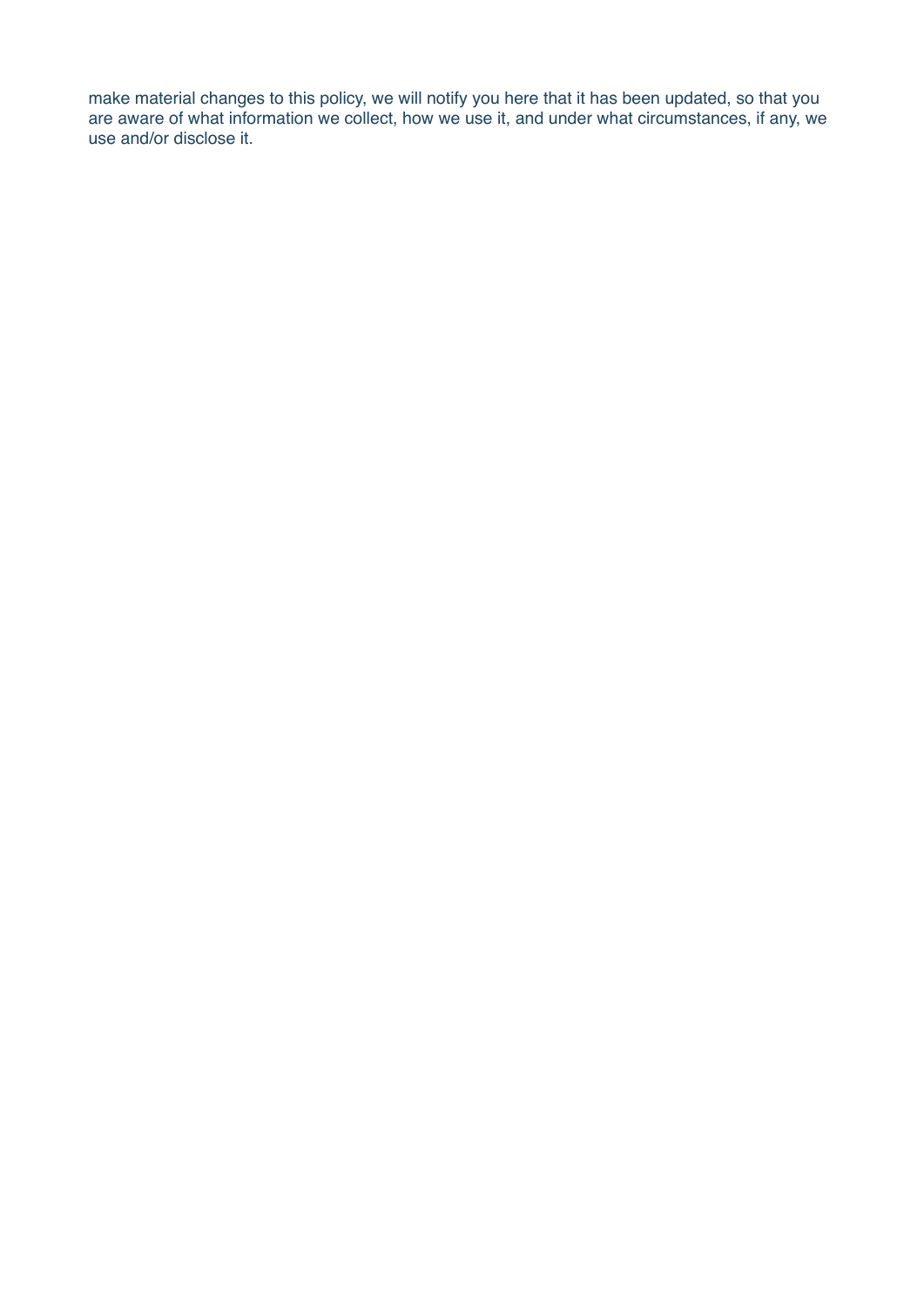make material changes to this policy, we will notify you here that it has been updated, so that you are aware of what information we collect, how we use it, and under what circumstances, if any, we use and/or disclose it.